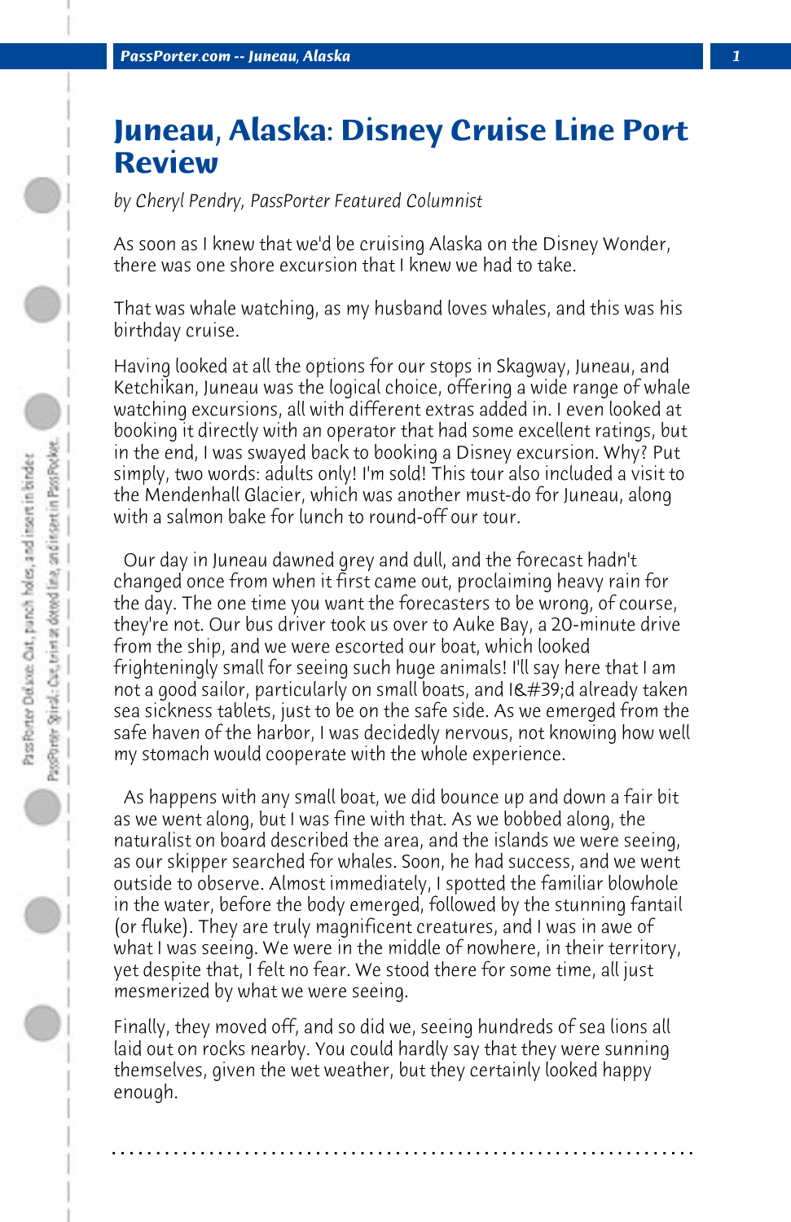# Juneau, Alaska: Disney Cruise Line Port Review

*by Cheryl Pendry, PassPorter Featured Columnist*

As soon as I knew that we'd be cruising Alaska on the Disney Wonder, there was one shore excursion that I knew we had to take.

That was whale watching, as my husband loves whales, and this was his birthday cruise.

Having looked at all the options for our stops in Skagway, Juneau, and Ketchikan, Juneau was the logical choice, offering a wide range of whale watching excursions, all with different extras added in. I even looked at booking it directly with an operator that had some excellent ratings, but in the end, I was swayed back to booking a Disney excursion. Why? Put simply, two words: adults only! I'm sold! This tour also included a visit to the Mendenhall Glacier, which was another must-do for Juneau, along with a salmon bake for lunch to round-off our tour.

Our day in Juneau dawned grey and dull, and the forecast hadn't changed once from when it first came out, proclaiming heavy rain for the day. The one time you want the forecasters to be wrong, of course, they're not. Our bus driver took us over to Auke Bay, a 20-minute drive from the ship, and we were escorted our boat, which looked frighteningly small for seeing such huge animals! I'll say here that I am not a good sailor, particularly on small boats, and I&#39;d already taken sea sickness tablets, just to be on the safe side. As we emerged from the safe haven of the harbor, I was decidedly nervous, not knowing how well my stomach would cooperate with the whole experience.

As happens with any small boat, we did bounce up and down a fair bit as we went along, but I was fine with that. As we bobbed along, the naturalist on board described the area, and the islands we were seeing, as our skipper searched for whales. Soon, he had success, and we went outside to observe. Almost immediately, I spotted the familiar blowhole in the water, before the body emerged, followed by the stunning fantail (or fluke). They are truly magnificent creatures, and I was in awe of what I was seeing. We were in the middle of nowhere, in their territory, yet despite that, I felt no fear. We stood there for some time, all just mesmerized by what we were seeing.

Finally, they moved off, and so did we, seeing hundreds of sea lions all laid out on rocks nearby. You could hardly say that they were sunning themselves, given the wet weather, but they certainly looked happy enough.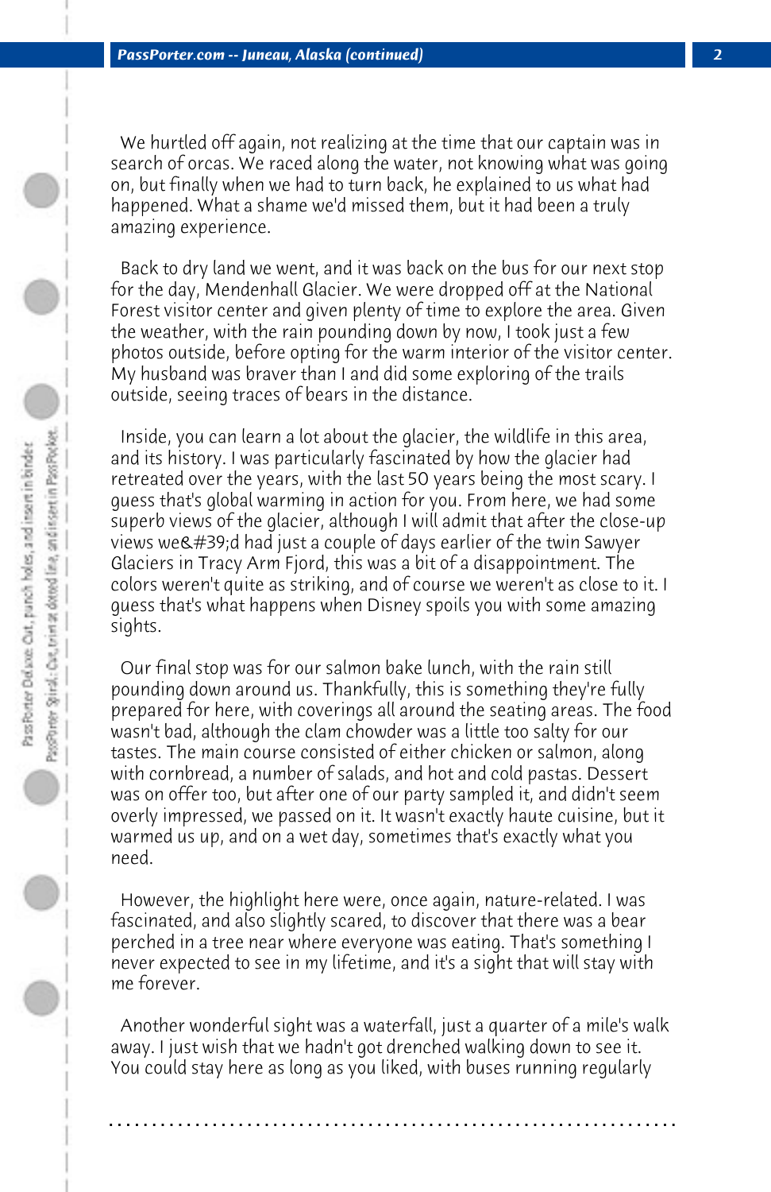We hurtled off again, not realizing at the time that our captain was in search of orcas. We raced along the water, not knowing what was going on, but finally when we had to turn back, he explained to us what had happened. What a shame we'd missed them, but it had been a truly amazing experience.

Back to dry land we went, and it was back on the bus for our next stop for the day, Mendenhall Glacier. We were dropped off at the National Forest visitor center and given plenty of time to explore the area. Given the weather, with the rain pounding down by now, I took just a few photos outside, before opting for the warm interior of the visitor center. My husband was braver than I and did some exploring of the trails outside, seeing traces of bears in the distance.

Inside, you can learn a lot about the glacier, the wildlife in this area, and its history. I was particularly fascinated by how the glacier had retreated over the years, with the last 50 years being the most scary. I guess that's global warming in action for you. From here, we had some superb views of the glacier, although I will admit that after the close-up views we&#39;d had just a couple of days earlier of the twin Sawyer Glaciers in Tracy Arm Fjord, this was a bit of a disappointment. The colors weren't quite as striking, and of course we weren't as close to it. I guess that's what happens when Disney spoils you with some amazing sights.

Our final stop was for our salmon bake lunch, with the rain still pounding down around us. Thankfully, this is something they're fully prepared for here, with coverings all around the seating areas. The food wasn't bad, although the clam chowder was a little too salty for our tastes. The main course consisted of either chicken or salmon, along with cornbread, a number of salads, and hot and cold pastas. Dessert was on offer too, but after one of our party sampled it, and didn't seem overly impressed, we passed on it. It wasn't exactly haute cuisine, but it warmed us up, and on a wet day, sometimes that's exactly what you need.

However, the highlight here were, once again, nature-related. I was fascinated, and also slightly scared, to discover that there was a bear perched in a tree near where everyone was eating. That's something I never expected to see in my lifetime, and it's a sight that will stay with me forever.

Another wonderful sight was a waterfall, just a quarter of a mile's walk away. I just wish that we hadn't got drenched walking down to see it. You could stay here as long as you liked, with buses running regularly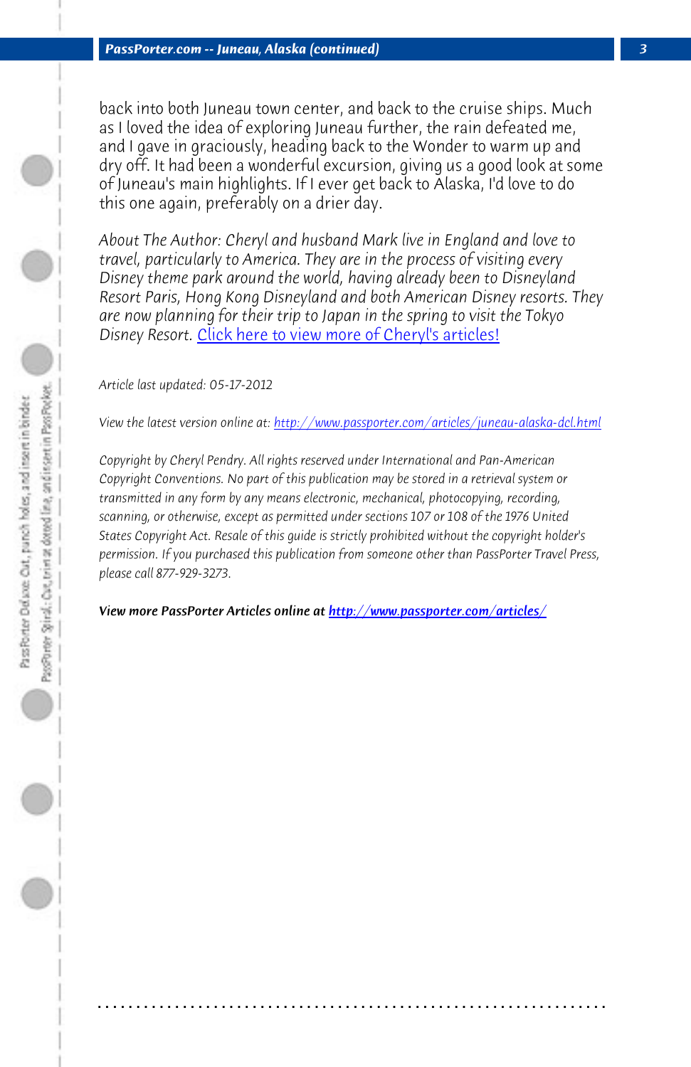back into both Juneau town center, and back to the cruise ships. Much as I loved the idea of exploring Juneau further, the rain defeated me, and I gave in graciously, heading back to the Wonder to warm up and dry off. It had been a wonderful excursion, giving us a good look at some of Juneau's main highlights. If I ever get back to Alaska, I'd love to do this one again, preferably on a drier day.

*About The Author: Cheryl and husband Mark live in England and love to travel, particularly to America. They are in the process of visiting every Disney theme park around the world, having already been to Disneyland Resort Paris, Hong Kong Disneyland and both American Disney resorts. They are now planning for their trip to Japan in the spring to visit the Tokyo Disney Resort.* Click here to view more of Cheryl's articles!

*Article last updated: 05-17-2012*

*View the latest version online at: http://www.passporter.com/articles/juneau-alaska-dcl.html*

*Copyright by Cheryl Pendry. All rights reserved under International and Pan-American Copyright Conventions. No part of this publication may be stored in a retrieval system or transmitted in any form by any means electronic, mechanical, photocopying, recording, scanning, or otherwise, except as permitted under sections 107 or 108 of the 1976 United States Copyright Act. Resale of this guide is strictly prohibited without the copyright holder's permission. If you purchased this publication from someone other than PassPorter Travel Press, please call 877-929-3273.*

***View more PassPorter Articles online at http://www.passporter.com/articles/***